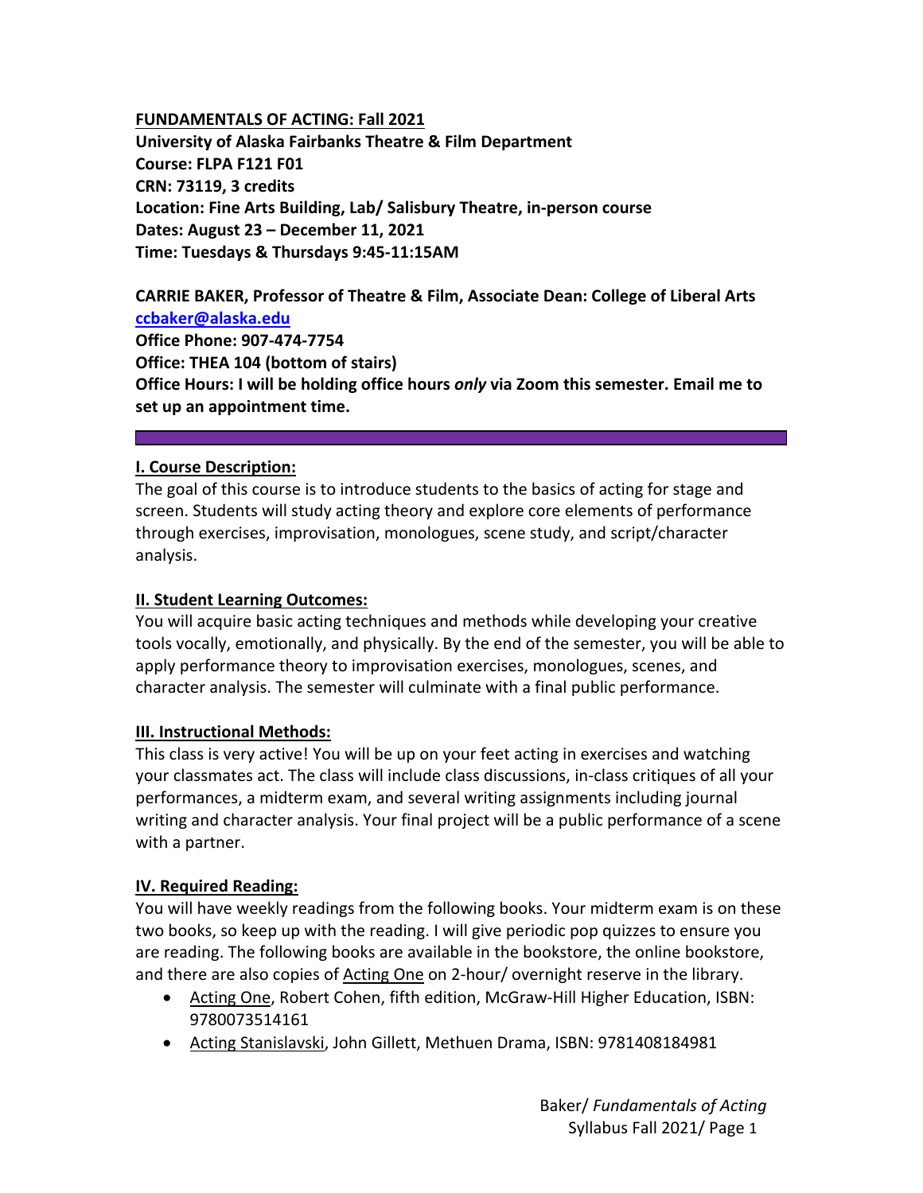**FUNDAMENTALS OF ACTING: Fall 2021**
**University of Alaska Fairbanks Theatre & Film Department**
**Course: FLPA F121 F01**
**CRN: 73119, 3 credits**
**Location: Fine Arts Building, Lab/ Salisbury Theatre, in-person course**
**Dates: August 23 – December 11, 2021**
**Time: Tuesdays & Thursdays 9:45-11:15AM**

**CARRIE BAKER, Professor of Theatre & Film, Associate Dean: College of Liberal Arts**
**ccbaker@alaska.edu**
**Office Phone: 907-474-7754**
**Office: THEA 104 (bottom of stairs)**
**Office Hours: I will be holding office hours *only* via Zoom this semester. Email me to set up an appointment time.**

---

## I. Course Description:

The goal of this course is to introduce students to the basics of acting for stage and screen. Students will study acting theory and explore core elements of performance through exercises, improvisation, monologues, scene study, and script/character analysis.

## II. Student Learning Outcomes:

You will acquire basic acting techniques and methods while developing your creative tools vocally, emotionally, and physically. By the end of the semester, you will be able to apply performance theory to improvisation exercises, monologues, scenes, and character analysis. The semester will culminate with a final public performance.

## III. Instructional Methods:

This class is very active! You will be up on your feet acting in exercises and watching your classmates act. The class will include class discussions, in-class critiques of all your performances, a midterm exam, and several writing assignments including journal writing and character analysis. Your final project will be a public performance of a scene with a partner.

## IV. Required Reading:

You will have weekly readings from the following books. Your midterm exam is on these two books, so keep up with the reading. I will give periodic pop quizzes to ensure you are reading. The following books are available in the bookstore, the online bookstore, and there are also copies of Acting One on 2-hour/ overnight reserve in the library.

- Acting One, Robert Cohen, fifth edition, McGraw-Hill Higher Education, ISBN: 9780073514161
- Acting Stanislavski, John Gillett, Methuen Drama, ISBN: 9781408184981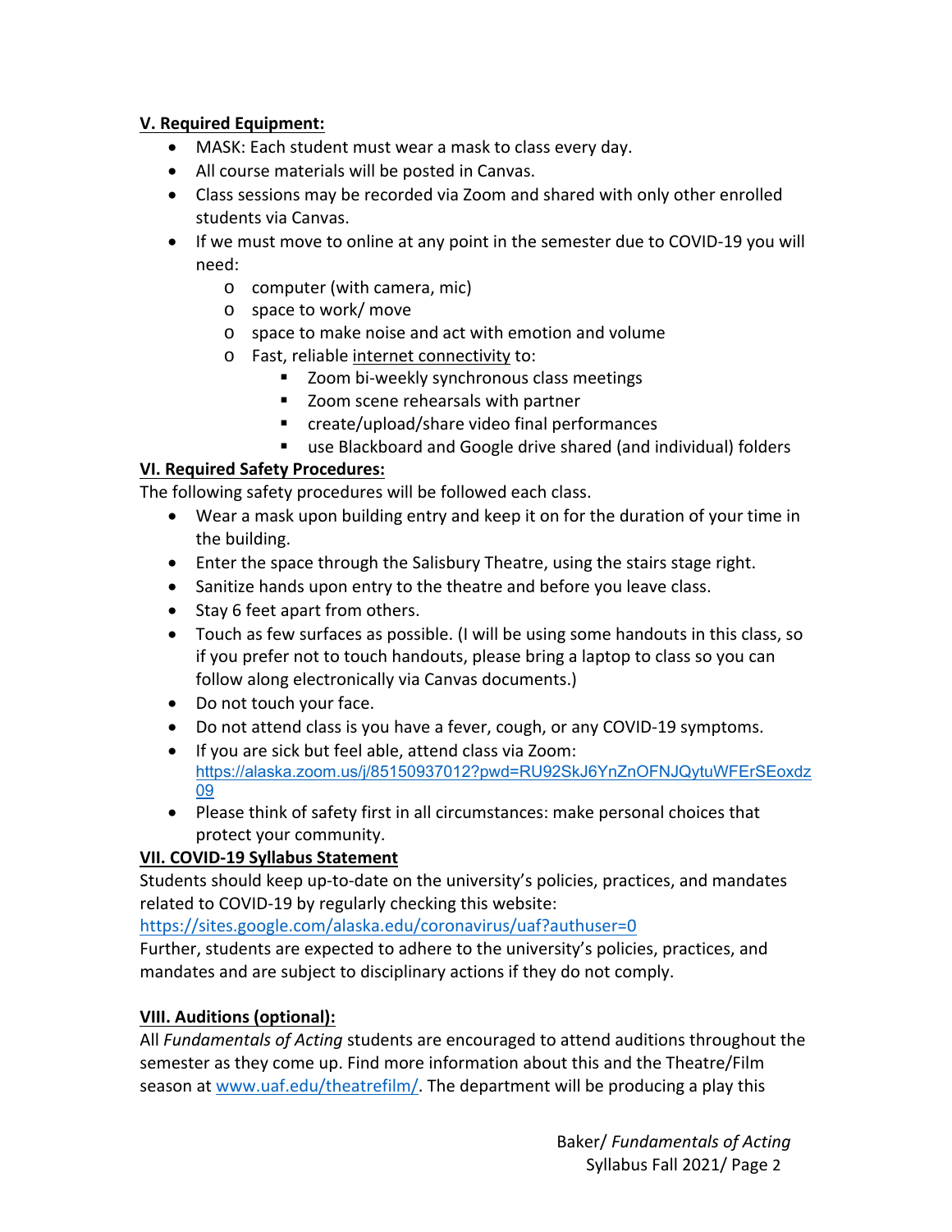## V. Required Equipment:

- MASK: Each student must wear a mask to class every day.
- All course materials will be posted in Canvas.
- Class sessions may be recorded via Zoom and shared with only other enrolled students via Canvas.
- If we must move to online at any point in the semester due to COVID-19 you will need:
    - computer (with camera, mic)
    - space to work/ move
    - space to make noise and act with emotion and volume
    - Fast, reliable internet connectivity to:
        - Zoom bi-weekly synchronous class meetings
        - Zoom scene rehearsals with partner
        - create/upload/share video final performances
        - use Blackboard and Google drive shared (and individual) folders

## VI. Required Safety Procedures:

The following safety procedures will be followed each class.

- Wear a mask upon building entry and keep it on for the duration of your time in the building.
- Enter the space through the Salisbury Theatre, using the stairs stage right.
- Sanitize hands upon entry to the theatre and before you leave class.
- Stay 6 feet apart from others.
- Touch as few surfaces as possible. (I will be using some handouts in this class, so if you prefer not to touch handouts, please bring a laptop to class so you can follow along electronically via Canvas documents.)
- Do not touch your face.
- Do not attend class is you have a fever, cough, or any COVID-19 symptoms.
- If you are sick but feel able, attend class via Zoom: https://alaska.zoom.us/j/85150937012?pwd=RU92SkJ6YnZnOFNJQytuWFErSEoxdz09
- Please think of safety first in all circumstances: make personal choices that protect your community.

## VII. COVID-19 Syllabus Statement

Students should keep up-to-date on the university's policies, practices, and mandates related to COVID-19 by regularly checking this website: https://sites.google.com/alaska.edu/coronavirus/uaf?authuser=0
Further, students are expected to adhere to the university's policies, practices, and mandates and are subject to disciplinary actions if they do not comply.

## VIII. Auditions (optional):

All *Fundamentals of Acting* students are encouraged to attend auditions throughout the semester as they come up. Find more information about this and the Theatre/Film season at www.uaf.edu/theatrefilm/. The department will be producing a play this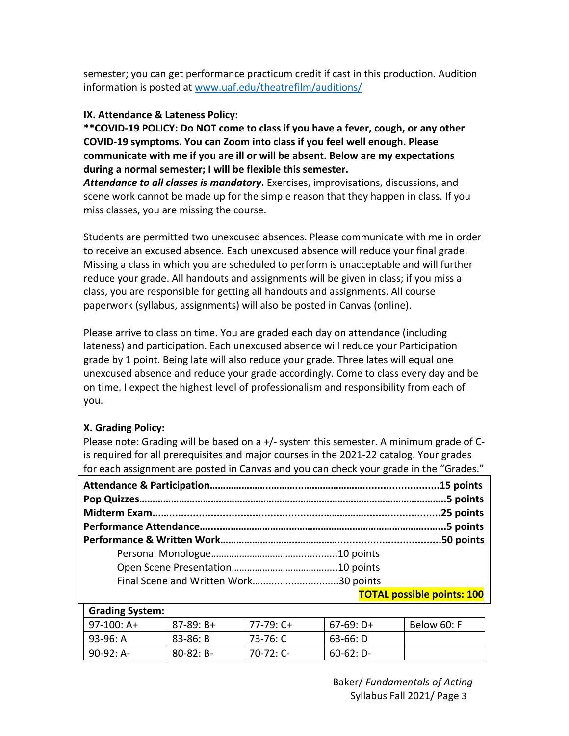semester; you can get performance practicum credit if cast in this production. Audition information is posted at [www.uaf.edu/theatrefilm/auditions/](www.uaf.edu/theatrefilm/auditions/)

## IX. Attendance & Lateness Policy:

**\*\*COVID-19 POLICY: Do NOT come to class if you have a fever, cough, or any other COVID-19 symptoms. You can Zoom into class if you feel well enough. Please communicate with me if you are ill or will be absent. Below are my expectations during a normal semester; I will be flexible this semester.**

***Attendance to all classes is mandatory*.** Exercises, improvisations, discussions, and scene work cannot be made up for the simple reason that they happen in class. If you miss classes, you are missing the course.

Students are permitted two unexcused absences. Please communicate with me in order to receive an excused absence. Each unexcused absence will reduce your final grade. Missing a class in which you are scheduled to perform is unacceptable and will further reduce your grade. All handouts and assignments will be given in class; if you miss a class, you are responsible for getting all handouts and assignments. All course paperwork (syllabus, assignments) will also be posted in Canvas (online).

Please arrive to class on time. You are graded each day on attendance (including lateness) and participation. Each unexcused absence will reduce your Participation grade by 1 point. Being late will also reduce your grade. Three lates will equal one unexcused absence and reduce your grade accordingly. Come to class every day and be on time. I expect the highest level of professionalism and responsibility from each of you.

## X. Grading Policy:

Please note: Grading will be based on a +/- system this semester. A minimum grade of C- is required for all prerequisites and major courses in the 2021-22 catalog. Your grades for each assignment are posted in Canvas and you can check your grade in the "Grades."

| | |
|---|---|
| **Attendance & Participation** | **15 points** |
| **Pop Quizzes** | **5 points** |
| **Midterm Exam** | **25 points** |
| **Performance Attendance** | **5 points** |
| **Performance & Written Work** | **50 points** |
| Personal Monologue | 10 points |
| Open Scene Presentation | 10 points |
| Final Scene and Written Work | 30 points |
| | **TOTAL possible points: 100** |

| **Grading System:** | | | | |
|---|---|---|---|---|
| 97-100: A+ | 87-89: B+ | 77-79: C+ | 67-69: D+ | Below 60: F |
| 93-96: A | 83-86: B | 73-76: C | 63-66: D | |
| 90-92: A- | 80-82: B- | 70-72: C- | 60-62: D- | |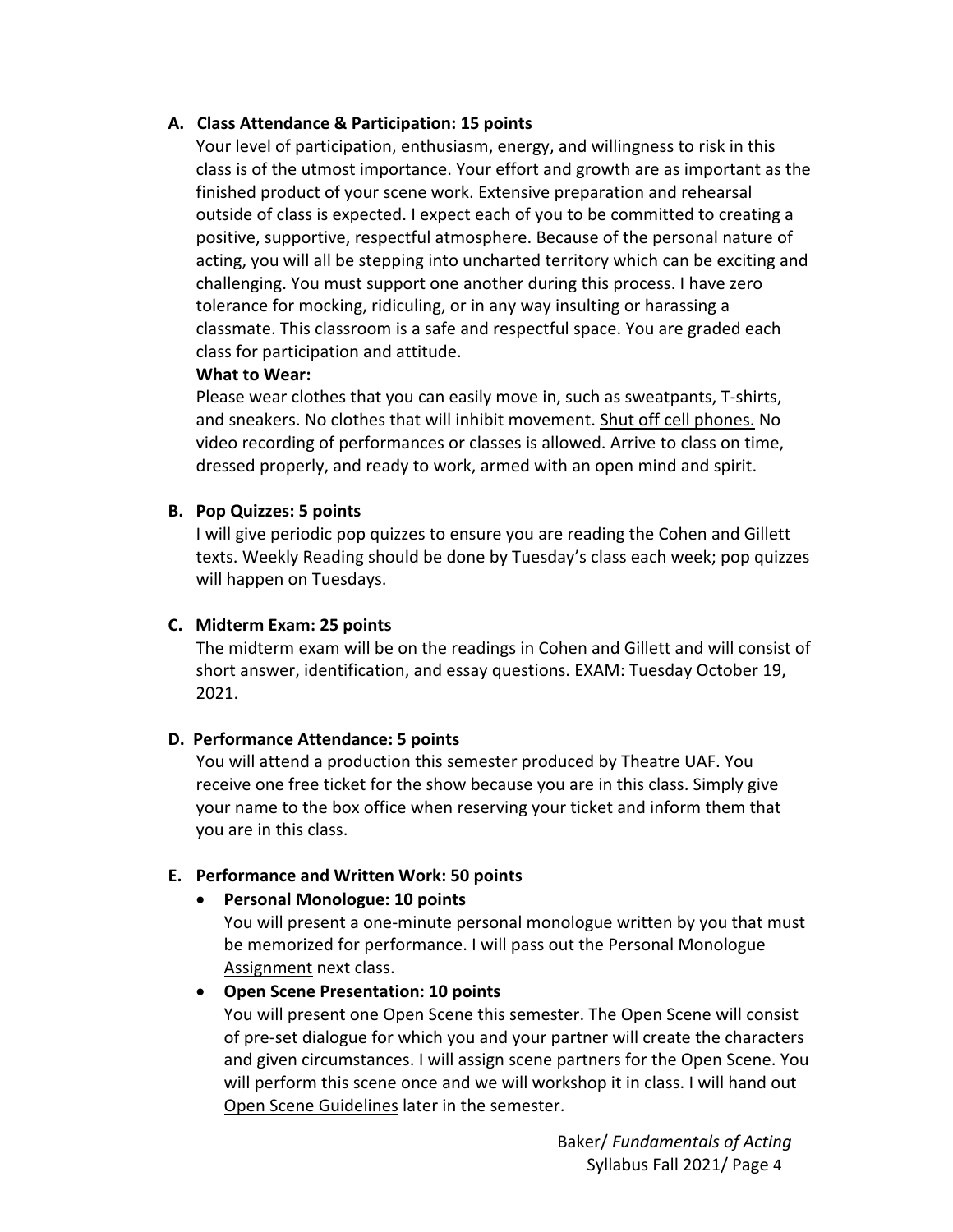### A. Class Attendance & Participation: 15 points

Your level of participation, enthusiasm, energy, and willingness to risk in this class is of the utmost importance. Your effort and growth are as important as the finished product of your scene work. Extensive preparation and rehearsal outside of class is expected. I expect each of you to be committed to creating a positive, supportive, respectful atmosphere. Because of the personal nature of acting, you will all be stepping into uncharted territory which can be exciting and challenging. You must support one another during this process. I have zero tolerance for mocking, ridiculing, or in any way insulting or harassing a classmate. This classroom is a safe and respectful space. You are graded each class for participation and attitude.

**What to Wear:**

Please wear clothes that you can easily move in, such as sweatpants, T-shirts, and sneakers. No clothes that will inhibit movement. Shut off cell phones. No video recording of performances or classes is allowed. Arrive to class on time, dressed properly, and ready to work, armed with an open mind and spirit.

### B. Pop Quizzes: 5 points

I will give periodic pop quizzes to ensure you are reading the Cohen and Gillett texts. Weekly Reading should be done by Tuesday's class each week; pop quizzes will happen on Tuesdays.

### C. Midterm Exam: 25 points

The midterm exam will be on the readings in Cohen and Gillett and will consist of short answer, identification, and essay questions. EXAM: Tuesday October 19, 2021.

### D. Performance Attendance: 5 points

You will attend a production this semester produced by Theatre UAF. You receive one free ticket for the show because you are in this class. Simply give your name to the box office when reserving your ticket and inform them that you are in this class.

### E. Performance and Written Work: 50 points

- **Personal Monologue: 10 points**
  You will present a one-minute personal monologue written by you that must be memorized for performance. I will pass out the Personal Monologue Assignment next class.
- **Open Scene Presentation: 10 points**
  You will present one Open Scene this semester. The Open Scene will consist of pre-set dialogue for which you and your partner will create the characters and given circumstances. I will assign scene partners for the Open Scene. You will perform this scene once and we will workshop it in class. I will hand out Open Scene Guidelines later in the semester.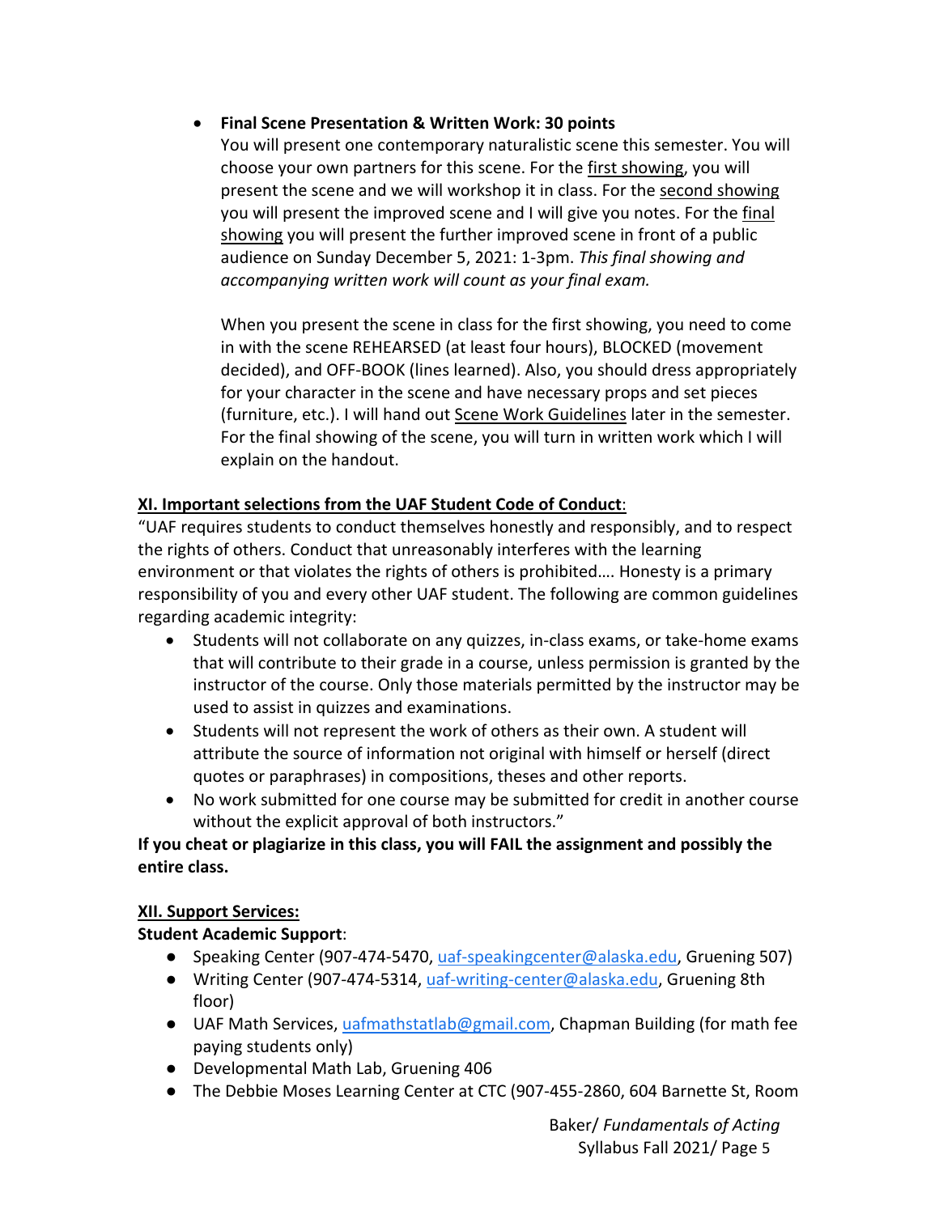- **Final Scene Presentation & Written Work: 30 points**
  You will present one contemporary naturalistic scene this semester. You will choose your own partners for this scene. For the first showing, you will present the scene and we will workshop it in class. For the second showing you will present the improved scene and I will give you notes. For the final showing you will present the further improved scene in front of a public audience on Sunday December 5, 2021: 1-3pm. *This final showing and accompanying written work will count as your final exam.*

  When you present the scene in class for the first showing, you need to come in with the scene REHEARSED (at least four hours), BLOCKED (movement decided), and OFF-BOOK (lines learned). Also, you should dress appropriately for your character in the scene and have necessary props and set pieces (furniture, etc.). I will hand out Scene Work Guidelines later in the semester. For the final showing of the scene, you will turn in written work which I will explain on the handout.

## XI. Important selections from the UAF Student Code of Conduct:

"UAF requires students to conduct themselves honestly and responsibly, and to respect the rights of others. Conduct that unreasonably interferes with the learning environment or that violates the rights of others is prohibited…. Honesty is a primary responsibility of you and every other UAF student. The following are common guidelines regarding academic integrity:

- Students will not collaborate on any quizzes, in-class exams, or take-home exams that will contribute to their grade in a course, unless permission is granted by the instructor of the course. Only those materials permitted by the instructor may be used to assist in quizzes and examinations.
- Students will not represent the work of others as their own. A student will attribute the source of information not original with himself or herself (direct quotes or paraphrases) in compositions, theses and other reports.
- No work submitted for one course may be submitted for credit in another course without the explicit approval of both instructors."

**If you cheat or plagiarize in this class, you will FAIL the assignment and possibly the entire class.**

## XII. Support Services:

**Student Academic Support**:

- Speaking Center (907-474-5470, uaf-speakingcenter@alaska.edu, Gruening 507)
- Writing Center (907-474-5314, uaf-writing-center@alaska.edu, Gruening 8th floor)
- UAF Math Services, uafmathstatlab@gmail.com, Chapman Building (for math fee paying students only)
- Developmental Math Lab, Gruening 406
- The Debbie Moses Learning Center at CTC (907-455-2860, 604 Barnette St, Room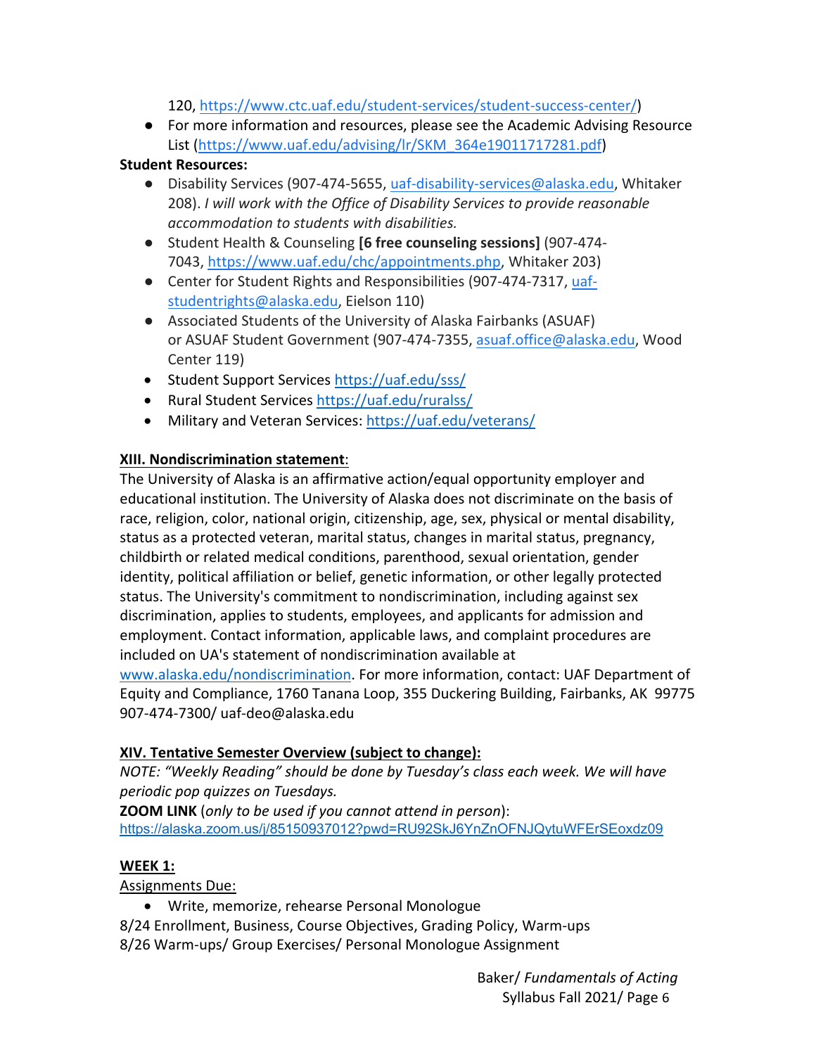120, https://www.ctc.uaf.edu/student-services/student-success-center/)

- For more information and resources, please see the Academic Advising Resource List (https://www.uaf.edu/advising/lr/SKM_364e19011717281.pdf)

**Student Resources:**

- Disability Services (907-474-5655, uaf-disability-services@alaska.edu, Whitaker 208). *I will work with the Office of Disability Services to provide reasonable accommodation to students with disabilities.*
- Student Health & Counseling **[6 free counseling sessions]** (907-474-7043, https://www.uaf.edu/chc/appointments.php, Whitaker 203)
- Center for Student Rights and Responsibilities (907-474-7317, uaf-studentrights@alaska.edu, Eielson 110)
- Associated Students of the University of Alaska Fairbanks (ASUAF) or ASUAF Student Government (907-474-7355, asuaf.office@alaska.edu, Wood Center 119)
- Student Support Services https://uaf.edu/sss/
- Rural Student Services https://uaf.edu/ruralss/
- Military and Veteran Services: https://uaf.edu/veterans/

**XIII. Nondiscrimination statement**:

The University of Alaska is an affirmative action/equal opportunity employer and educational institution. The University of Alaska does not discriminate on the basis of race, religion, color, national origin, citizenship, age, sex, physical or mental disability, status as a protected veteran, marital status, changes in marital status, pregnancy, childbirth or related medical conditions, parenthood, sexual orientation, gender identity, political affiliation or belief, genetic information, or other legally protected status. The University's commitment to nondiscrimination, including against sex discrimination, applies to students, employees, and applicants for admission and employment. Contact information, applicable laws, and complaint procedures are included on UA's statement of nondiscrimination available at www.alaska.edu/nondiscrimination. For more information, contact: UAF Department of Equity and Compliance, 1760 Tanana Loop, 355 Duckering Building, Fairbanks, AK 99775 907-474-7300/ uaf-deo@alaska.edu

**XIV. Tentative Semester Overview (subject to change):**

*NOTE: "Weekly Reading" should be done by Tuesday's class each week. We will have periodic pop quizzes on Tuesdays.*

**ZOOM LINK** (*only to be used if you cannot attend in person*):
https://alaska.zoom.us/j/85150937012?pwd=RU92SkJ6YnZnOFNJQytuWFErSEoxdz09

**WEEK 1:**

Assignments Due:

- Write, memorize, rehearse Personal Monologue

8/24 Enrollment, Business, Course Objectives, Grading Policy, Warm-ups
8/26 Warm-ups/ Group Exercises/ Personal Monologue Assignment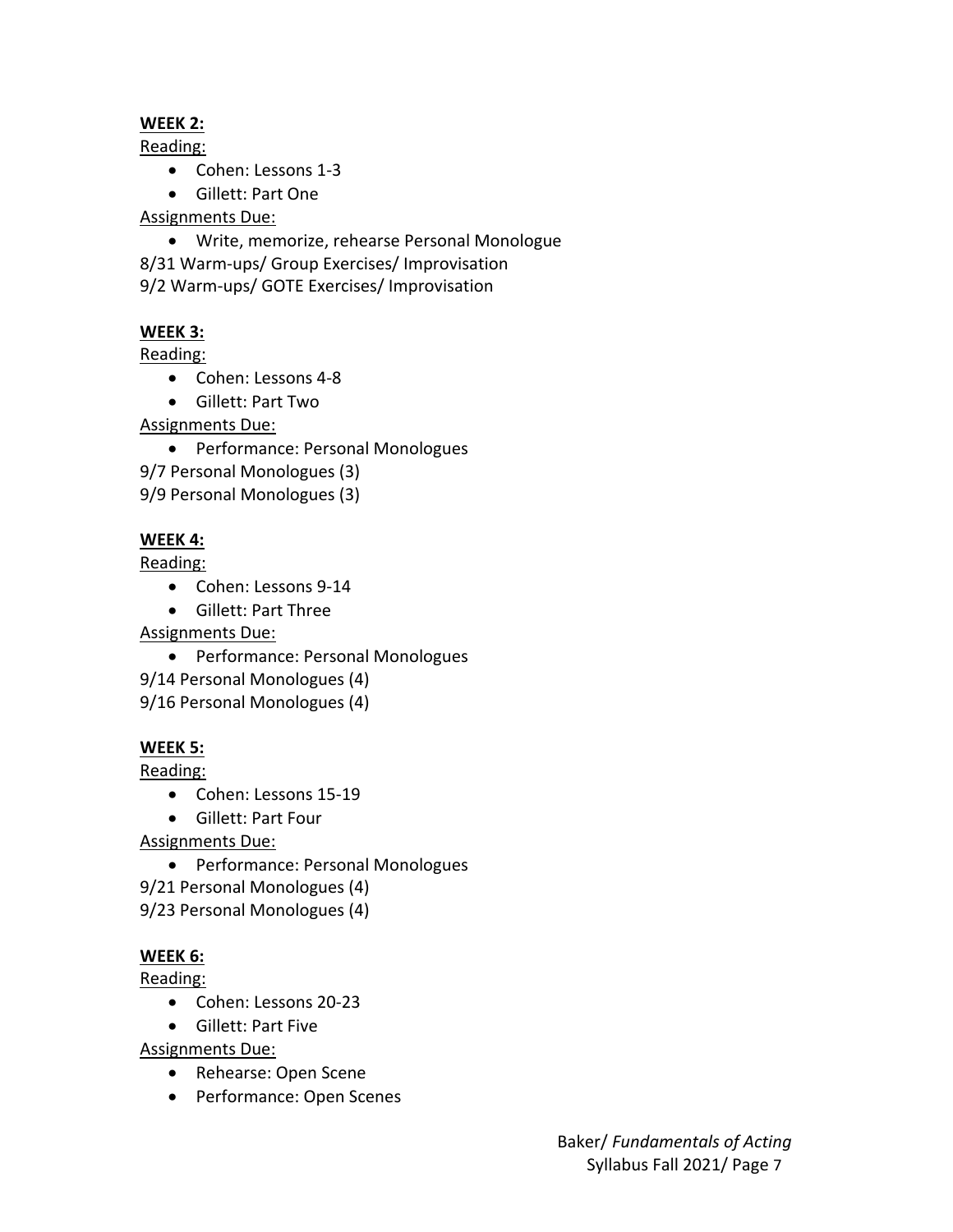**WEEK 2:**

Reading:

- Cohen: Lessons 1-3
- Gillett: Part One

Assignments Due:

- Write, memorize, rehearse Personal Monologue

8/31 Warm-ups/ Group Exercises/ Improvisation

9/2 Warm-ups/ GOTE Exercises/ Improvisation

**WEEK 3:**

Reading:

- Cohen: Lessons 4-8
- Gillett: Part Two

Assignments Due:

- Performance: Personal Monologues

9/7 Personal Monologues (3)

9/9 Personal Monologues (3)

**WEEK 4:**

Reading:

- Cohen: Lessons 9-14
- Gillett: Part Three

Assignments Due:

- Performance: Personal Monologues

9/14 Personal Monologues (4)

9/16 Personal Monologues (4)

**WEEK 5:**

Reading:

- Cohen: Lessons 15-19
- Gillett: Part Four

Assignments Due:

- Performance: Personal Monologues

9/21 Personal Monologues (4)

9/23 Personal Monologues (4)

**WEEK 6:**

Reading:

- Cohen: Lessons 20-23
- Gillett: Part Five

Assignments Due:

- Rehearse: Open Scene
- Performance: Open Scenes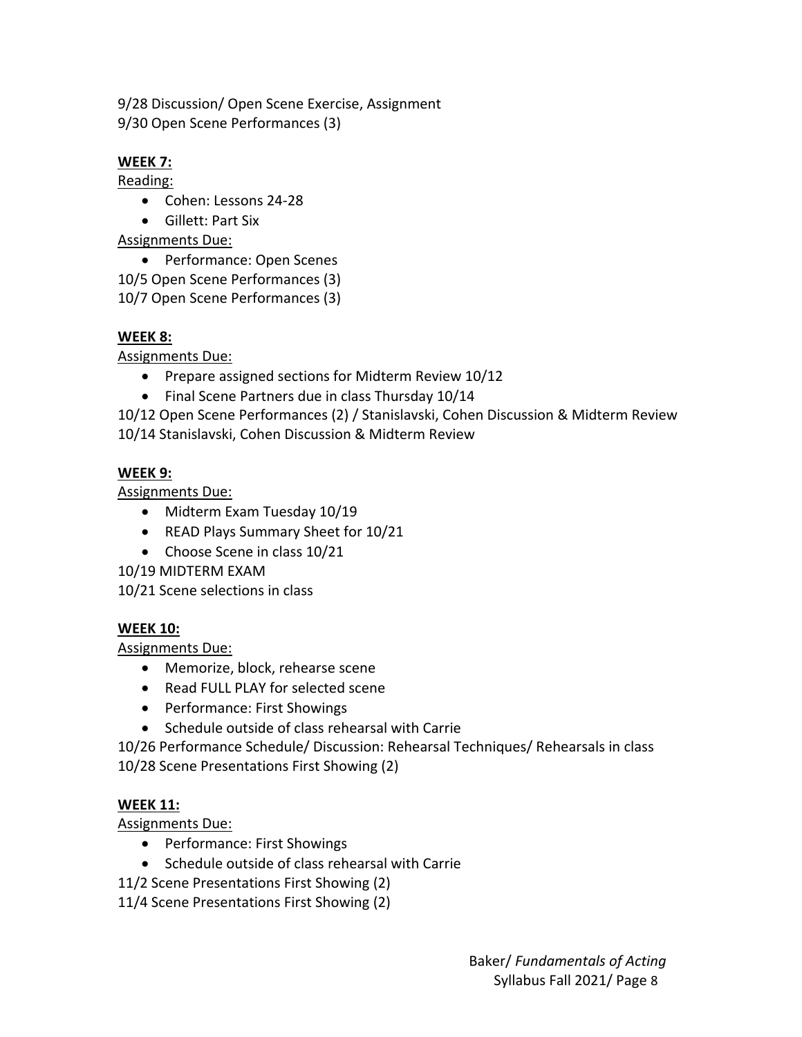9/28 Discussion/ Open Scene Exercise, Assignment
9/30 Open Scene Performances (3)

**WEEK 7:**

Reading:

- Cohen: Lessons 24-28
- Gillett: Part Six

Assignments Due:

- Performance: Open Scenes

10/5 Open Scene Performances (3)
10/7 Open Scene Performances (3)

**WEEK 8:**

Assignments Due:

- Prepare assigned sections for Midterm Review 10/12
- Final Scene Partners due in class Thursday 10/14

10/12 Open Scene Performances (2) / Stanislavski, Cohen Discussion & Midterm Review
10/14 Stanislavski, Cohen Discussion & Midterm Review

**WEEK 9:**

Assignments Due:

- Midterm Exam Tuesday 10/19
- READ Plays Summary Sheet for 10/21
- Choose Scene in class 10/21

10/19 MIDTERM EXAM
10/21 Scene selections in class

**WEEK 10:**

Assignments Due:

- Memorize, block, rehearse scene
- Read FULL PLAY for selected scene
- Performance: First Showings
- Schedule outside of class rehearsal with Carrie

10/26 Performance Schedule/ Discussion: Rehearsal Techniques/ Rehearsals in class
10/28 Scene Presentations First Showing (2)

**WEEK 11:**

Assignments Due:

- Performance: First Showings
- Schedule outside of class rehearsal with Carrie

11/2 Scene Presentations First Showing (2)
11/4 Scene Presentations First Showing (2)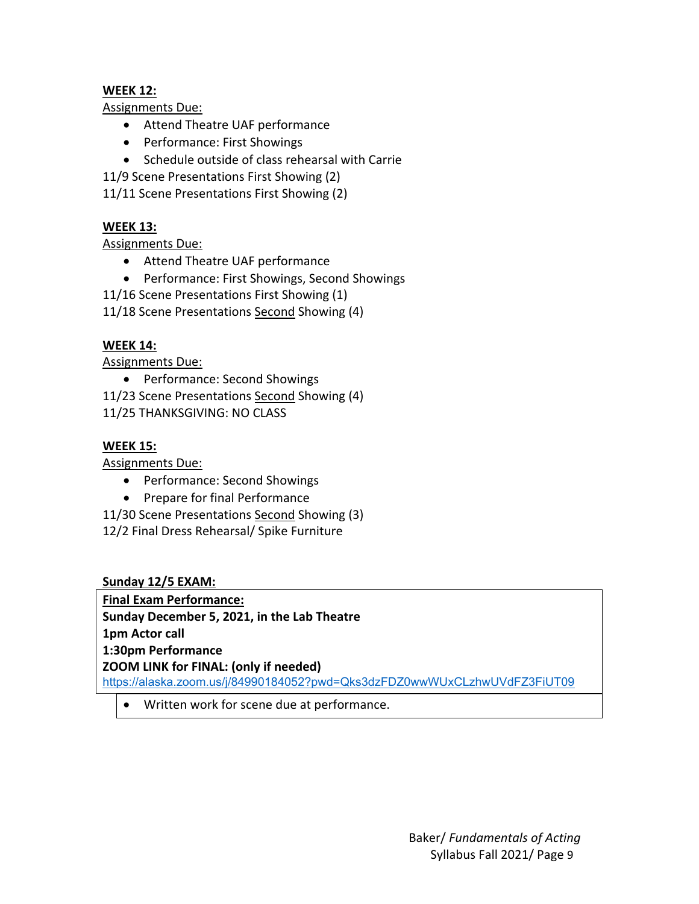**WEEK 12:**

Assignments Due:

- Attend Theatre UAF performance
- Performance: First Showings
- Schedule outside of class rehearsal with Carrie

11/9 Scene Presentations First Showing (2)

11/11 Scene Presentations First Showing (2)

**WEEK 13:**

Assignments Due:

- Attend Theatre UAF performance
- Performance: First Showings, Second Showings

11/16 Scene Presentations First Showing (1)

11/18 Scene Presentations Second Showing (4)

**WEEK 14:**

Assignments Due:

- Performance: Second Showings

11/23 Scene Presentations Second Showing (4)

11/25 THANKSGIVING: NO CLASS

**WEEK 15:**

Assignments Due:

- Performance: Second Showings
- Prepare for final Performance

11/30 Scene Presentations Second Showing (3)

12/2 Final Dress Rehearsal/ Spike Furniture

**Sunday 12/5 EXAM:**

**Final Exam Performance:**
**Sunday December 5, 2021, in the Lab Theatre**
**1pm Actor call**
**1:30pm Performance**
**ZOOM LINK for FINAL: (only if needed)**
https://alaska.zoom.us/j/84990184052?pwd=Qks3dzFDZ0wwWUxCLzhwUVdFZ3FiUT09

- Written work for scene due at performance.